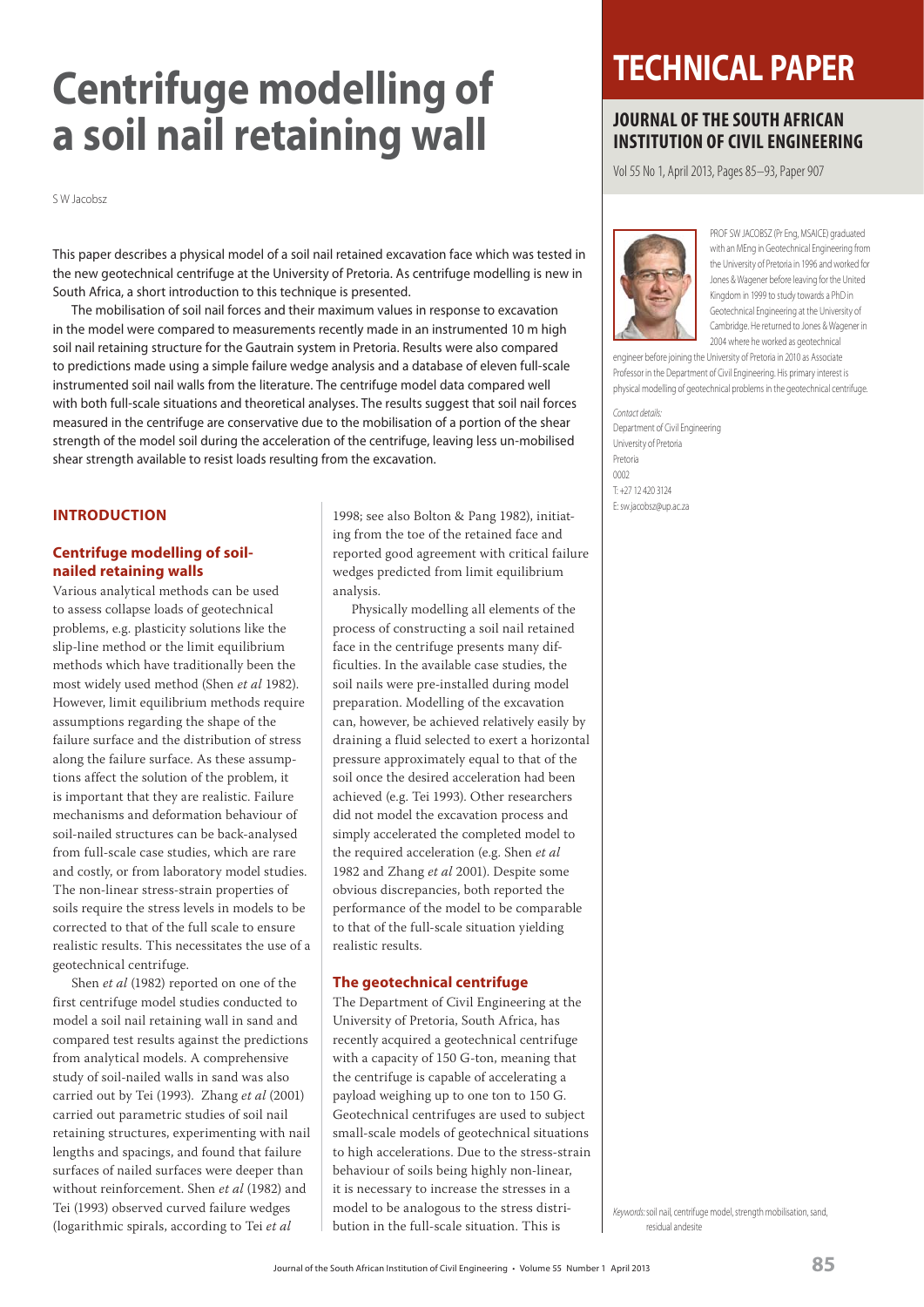# Centrifuge modelling of a soil nail retaining wall

S W Jacobsz

## TECHNICAL PAPER

### JOURNAL OF THE SOUTH AFRICAN INSTITUTION OF CIVIL ENGINEERING

Vol 55 No 1, April 2013, Pages 85–93, Paper 907

PROF SW JACOBSZ (Pr Eng, MSAICE) graduated with an MEng in Geotechnical Engineering from the University of Pretoria in 1996 and worked for Jones & Wagener before leaving for the United Kingdom in 1999 to study towards a PhD in Geotechnical Engineering at the University of Cambridge. He returned to Jones & Wagener in 2004 where he worked as geotechnical engineer before joining the University of Pretoria in 2010 as Associate Professor in the Department of Civil Engineering. His primary interest is physical modelling of geotechnical problems in the geotechnical centrifuge.

*Contact details:*
Department of Civil Engineering
University of Pretoria
Pretoria
0002
T: +27 12 420 3124
E: sw.jacobsz@up.ac.za

This paper describes a physical model of a soil nail retained excavation face which was tested in the new geotechnical centrifuge at the University of Pretoria. As centrifuge modelling is new in South Africa, a short introduction to this technique is presented.

The mobilisation of soil nail forces and their maximum values in response to excavation in the model were compared to measurements recently made in an instrumented 10 m high soil nail retaining structure for the Gautrain system in Pretoria. Results were also compared to predictions made using a simple failure wedge analysis and a database of eleven full-scale instrumented soil nail walls from the literature. The centrifuge model data compared well with both full-scale situations and theoretical analyses. The results suggest that soil nail forces measured in the centrifuge are conservative due to the mobilisation of a portion of the shear strength of the model soil during the acceleration of the centrifuge, leaving less un-mobilised shear strength available to resist loads resulting from the excavation.

## INTRODUCTION

### Centrifuge modelling of soil-nailed retaining walls

Various analytical methods can be used to assess collapse loads of geotechnical problems, e.g. plasticity solutions like the slip-line method or the limit equilibrium methods which have traditionally been the most widely used method (Shen *et al* 1982). However, limit equilibrium methods require assumptions regarding the shape of the failure surface and the distribution of stress along the failure surface. As these assumptions affect the solution of the problem, it is important that they are realistic. Failure mechanisms and deformation behaviour of soil-nailed structures can be back-analysed from full-scale case studies, which are rare and costly, or from laboratory model studies. The non-linear stress-strain properties of soils require the stress levels in models to be corrected to that of the full scale to ensure realistic results. This necessitates the use of a geotechnical centrifuge.

Shen *et al* (1982) reported on one of the first centrifuge model studies conducted to model a soil nail retaining wall in sand and compared test results against the predictions from analytical models. A comprehensive study of soil-nailed walls in sand was also carried out by Tei (1993). Zhang *et al* (2001) carried out parametric studies of soil nail retaining structures, experimenting with nail lengths and spacings, and found that failure surfaces of nailed surfaces were deeper than without reinforcement. Shen *et al* (1982) and Tei (1993) observed curved failure wedges (logarithmic spirals, according to Tei *et al* 1998; see also Bolton & Pang 1982), initiating from the toe of the retained face and reported good agreement with critical failure wedges predicted from limit equilibrium analysis.

Physically modelling all elements of the process of constructing a soil nail retained face in the centrifuge presents many difficulties. In the available case studies, the soil nails were pre-installed during model preparation. Modelling of the excavation can, however, be achieved relatively easily by draining a fluid selected to exert a horizontal pressure approximately equal to that of the soil once the desired acceleration had been achieved (e.g. Tei 1993). Other researchers did not model the excavation process and simply accelerated the completed model to the required acceleration (e.g. Shen *et al* 1982 and Zhang *et al* 2001). Despite some obvious discrepancies, both reported the performance of the model to be comparable to that of the full-scale situation yielding realistic results.

### The geotechnical centrifuge

The Department of Civil Engineering at the University of Pretoria, South Africa, has recently acquired a geotechnical centrifuge with a capacity of 150 G-ton, meaning that the centrifuge is capable of accelerating a payload weighing up to one ton to 150 G. Geotechnical centrifuges are used to subject small-scale models of geotechnical situations to high accelerations. Due to the stress-strain behaviour of soils being highly non-linear, it is necessary to increase the stresses in a model to be analogous to the stress distribution in the full-scale situation. This is

*Keywords:* soil nail, centrifuge model, strength mobilisation, sand, residual andesite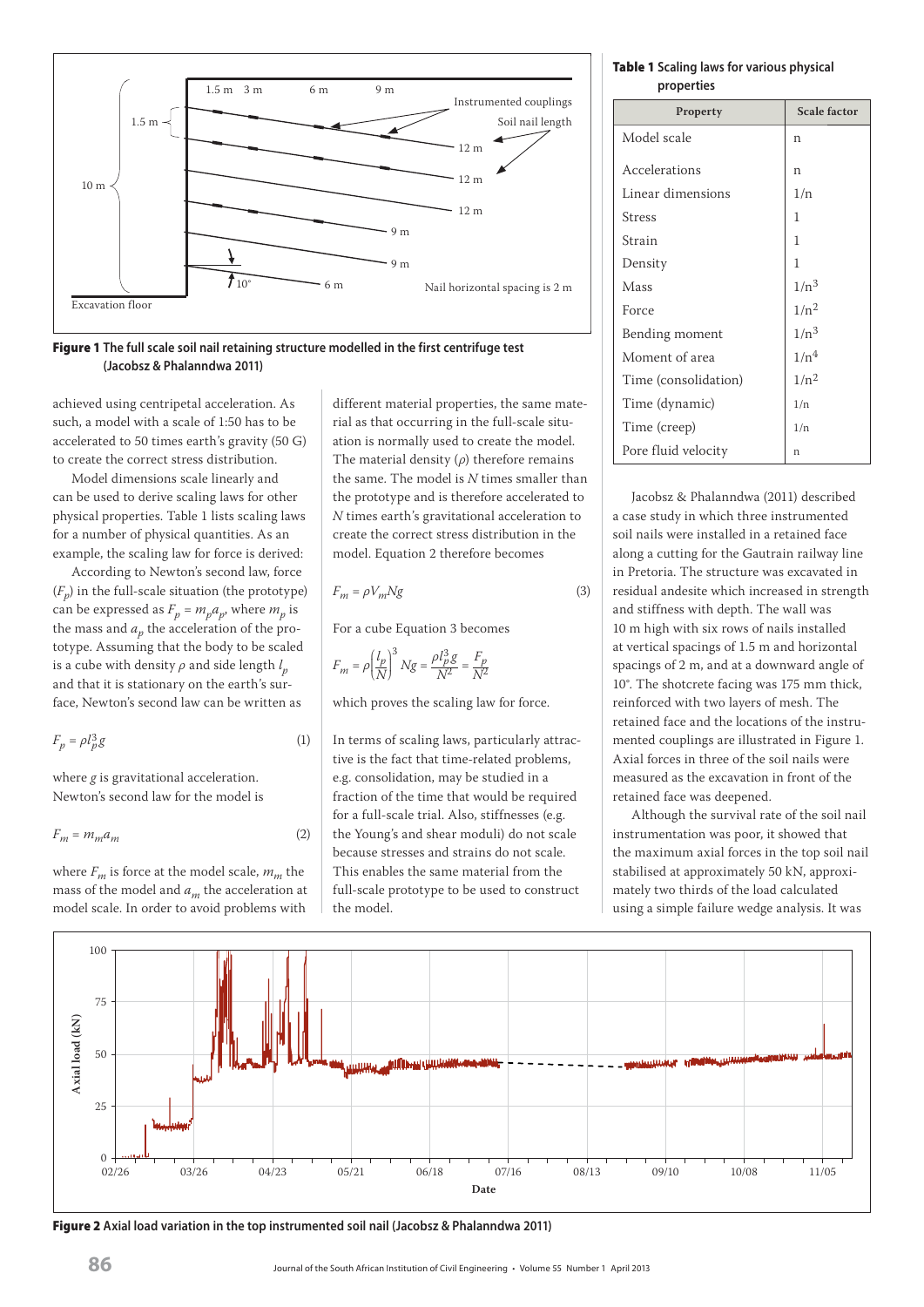Figure 1 The full scale soil nail retaining structure modelled in the first centrifuge test (Jacobsz & Phalanndwa 2011)

achieved using centripetal acceleration. As such, a model with a scale of 1:50 has to be accelerated to 50 times earth's gravity (50 G) to create the correct stress distribution.

Model dimensions scale linearly and can be used to derive scaling laws for other physical properties. Table 1 lists scaling laws for a number of physical quantities. As an example, the scaling law for force is derived:

According to Newton's second law, force ($F_p$) in the full-scale situation (the prototype) can be expressed as $F_p = m_p a_p$, where $m_p$ is the mass and $a_p$ the acceleration of the prototype. Assuming that the body to be scaled is a cube with density $\rho$ and side length $l_p$ and that it is stationary on the earth's surface, Newton's second law can be written as

$$F_p = \rho l_p^3 g \tag{1}$$

where $g$ is gravitational acceleration. Newton's second law for the model is

$$F_m = m_m a_m \tag{2}$$

where $F_m$ is force at the model scale, $m_m$ the mass of the model and $a_m$ the acceleration at model scale. In order to avoid problems with different material properties, the same material as that occurring in the full-scale situation is normally used to create the model. The material density ($\rho$) therefore remains the same. The model is $N$ times smaller than the prototype and is therefore accelerated to $N$ times earth's gravitational acceleration to create the correct stress distribution in the model. Equation 2 therefore becomes

$$F_m = \rho V_m N g \tag{3}$$

For a cube Equation 3 becomes

$$F_m = \rho \left(\frac{l_p}{N}\right)^3 Ng = \frac{\rho l_p^3 g}{N^2} = \frac{F_p}{N^2}$$

which proves the scaling law for force.

In terms of scaling laws, particularly attractive is the fact that time-related problems, e.g. consolidation, may be studied in a fraction of the time that would be required for a full-scale trial. Also, stiffnesses (e.g. the Young's and shear moduli) do not scale because stresses and strains do not scale. This enables the same material from the full-scale prototype to be used to construct the model.

**Table 1** Scaling laws for various physical properties

| Property | Scale factor |
|---|---|
| Model scale | n |
| Accelerations | n |
| Linear dimensions | 1/n |
| Stress | 1 |
| Strain | 1 |
| Density | 1 |
| Mass | $1/n^3$ |
| Force | $1/n^2$ |
| Bending moment | $1/n^3$ |
| Moment of area | $1/n^4$ |
| Time (consolidation) | $1/n^2$ |
| Time (dynamic) | 1/n |
| Time (creep) | 1/n |
| Pore fluid velocity | n |

Jacobsz & Phalanndwa (2011) described a case study in which three instrumented soil nails were installed in a retained face along a cutting for the Gautrain railway line in Pretoria. The structure was excavated in residual andesite which increased in strength and stiffness with depth. The wall was 10 m high with six rows of nails installed at vertical spacings of 1.5 m and horizontal spacings of 2 m, and at a downward angle of 10°. The shotcrete facing was 175 mm thick, reinforced with two layers of mesh. The retained face and the locations of the instrumented couplings are illustrated in Figure 1. Axial forces in three of the soil nails were measured as the excavation in front of the retained face was deepened.

Although the survival rate of the soil nail instrumentation was poor, it showed that the maximum axial forces in the top soil nail stabilised at approximately 50 kN, approximately two thirds of the load calculated using a simple failure wedge analysis. It was

Figure 2 Axial load variation in the top instrumented soil nail (Jacobsz & Phalanndwa 2011)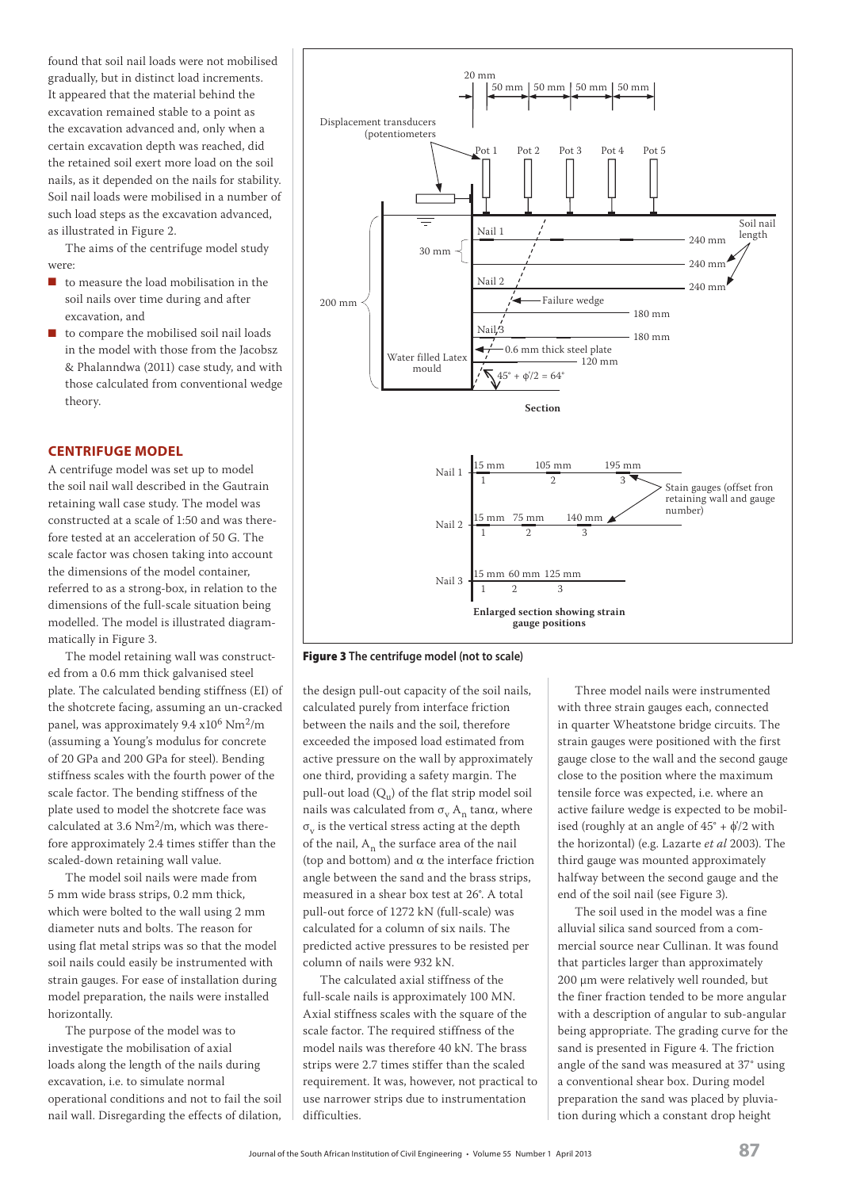found that soil nail loads were not mobilised gradually, but in distinct load increments. It appeared that the material behind the excavation remained stable to a point as the excavation advanced and, only when a certain excavation depth was reached, did the retained soil exert more load on the soil nails, as it depended on the nails for stability. Soil nail loads were mobilised in a number of such load steps as the excavation advanced, as illustrated in Figure 2.

The aims of the centrifuge model study were:

- to measure the load mobilisation in the soil nails over time during and after excavation, and
- to compare the mobilised soil nail loads in the model with those from the Jacobsz & Phalanndwa (2011) case study, and with those calculated from conventional wedge theory.

## CENTRIFUGE MODEL

A centrifuge model was set up to model the soil nail wall described in the Gautrain retaining wall case study. The model was constructed at a scale of 1:50 and was therefore tested at an acceleration of 50 G. The scale factor was chosen taking into account the dimensions of the model container, referred to as a strong-box, in relation to the dimensions of the full-scale situation being modelled. The model is illustrated diagrammatically in Figure 3.

The model retaining wall was constructed from a 0.6 mm thick galvanised steel plate. The calculated bending stiffness (EI) of the shotcrete facing, assuming an un-cracked panel, was approximately 9.4 x$10^6$ $Nm^2/m$ (assuming a Young's modulus for concrete of 20 GPa and 200 GPa for steel). Bending stiffness scales with the fourth power of the scale factor. The bending stiffness of the plate used to model the shotcrete face was calculated at 3.6 $Nm^2/m$, which was therefore approximately 2.4 times stiffer than the scaled-down retaining wall value.

The model soil nails were made from 5 mm wide brass strips, 0.2 mm thick, which were bolted to the wall using 2 mm diameter nuts and bolts. The reason for using flat metal strips was so that the model soil nails could easily be instrumented with strain gauges. For ease of installation during model preparation, the nails were installed horizontally.

The purpose of the model was to investigate the mobilisation of axial loads along the length of the nails during excavation, i.e. to simulate normal operational conditions and not to fail the soil nail wall. Disregarding the effects of dilation, the design pull-out capacity of the soil nails, calculated purely from interface friction between the nails and the soil, therefore exceeded the imposed load estimated from active pressure on the wall by approximately one third, providing a safety margin. The pull-out load ($Q_u$) of the flat strip model soil nails was calculated from $\sigma_v A_n \tan\alpha$, where $\sigma_v$ is the vertical stress acting at the depth of the nail, $A_n$ the surface area of the nail (top and bottom) and $\alpha$ the interface friction angle between the sand and the brass strips, measured in a shear box test at 26°. A total pull-out force of 1272 kN (full-scale) was calculated for a column of six nails. The predicted active pressures to be resisted per column of nails were 932 kN.

The calculated axial stiffness of the full-scale nails is approximately 100 MN. Axial stiffness scales with the square of the scale factor. The required stiffness of the model nails was therefore 40 kN. The brass strips were 2.7 times stiffer than the scaled requirement. It was, however, not practical to use narrower strips due to instrumentation difficulties.

Three model nails were instrumented with three strain gauges each, connected in quarter Wheatstone bridge circuits. The strain gauges were positioned with the first gauge close to the wall and the second gauge close to the position where the maximum tensile force was expected, i.e. where an active failure wedge is expected to be mobilised (roughly at an angle of 45° + $\phi'/2$ with the horizontal) (e.g. Lazarte *et al* 2003). The third gauge was mounted approximately halfway between the second gauge and the end of the soil nail (see Figure 3).

The soil used in the model was a fine alluvial silica sand sourced from a commercial source near Cullinan. It was found that particles larger than approximately 200 µm were relatively well rounded, but the finer fraction tended to be more angular with a description of angular to sub-angular being appropriate. The grading curve for the sand is presented in Figure 4. The friction angle of the sand was measured at 37° using a conventional shear box. During model preparation the sand was placed by pluviation during which a constant drop height

**Figure 3** The centrifuge model (not to scale)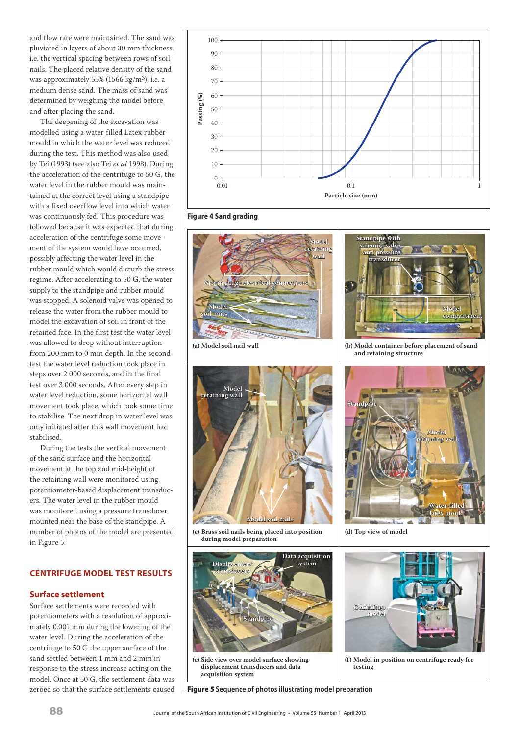and flow rate were maintained. The sand was pluviated in layers of about 30 mm thickness, i.e. the vertical spacing between rows of soil nails. The placed relative density of the sand was approximately 55% (1566 kg/m$^3$), i.e. a medium dense sand. The mass of sand was determined by weighing the model before and after placing the sand.

The deepening of the excavation was modelled using a water-filled Latex rubber mould in which the water level was reduced during the test. This method was also used by Tei (1993) (see also Tei *et al* 1998). During the acceleration of the centrifuge to 50 G, the water level in the rubber mould was maintained at the correct level using a standpipe with a fixed overflow level into which water was continuously fed. This procedure was followed because it was expected that during acceleration of the centrifuge some movement of the system would have occurred, possibly affecting the water level in the rubber mould which would disturb the stress regime. After accelerating to 50 G, the water supply to the standpipe and rubber mould was stopped. A solenoid valve was opened to release the water from the rubber mould to model the excavation of soil in front of the retained face. In the first test the water level was allowed to drop without interruption from 200 mm to 0 mm depth. In the second test the water level reduction took place in steps over 2 000 seconds, and in the final test over 3 000 seconds. After every step in water level reduction, some horizontal wall movement took place, which took some time to stabilise. The next drop in water level was only initiated after this wall movement had stabilised.

During the tests the vertical movement of the sand surface and the horizontal movement at the top and mid-height of the retaining wall were monitored using potentiometer-based displacement transducers. The water level in the rubber mould was monitored using a pressure transducer mounted near the base of the standpipe. A number of photos of the model are presented in Figure 5.

**Figure 4** Sand grading

(a) Model soil nail wall

(b) Model container before placement of sand and retaining structure

(c) Brass soil nails being placed into position during model preparation

(d) Top view of model

(e) Side view over model surface showing displacement transducers and data acquisition system

(f) Model in position on centrifuge ready for testing

**Figure 5** Sequence of photos illustrating model preparation

## CENTRIFUGE MODEL TEST RESULTS

### Surface settlement

Surface settlements were recorded with potentiometers with a resolution of approximately 0.001 mm during the lowering of the water level. During the acceleration of the centrifuge to 50 G the upper surface of the sand settled between 1 mm and 2 mm in response to the stress increase acting on the model. Once at 50 G, the settlement data was zeroed so that the surface settlements caused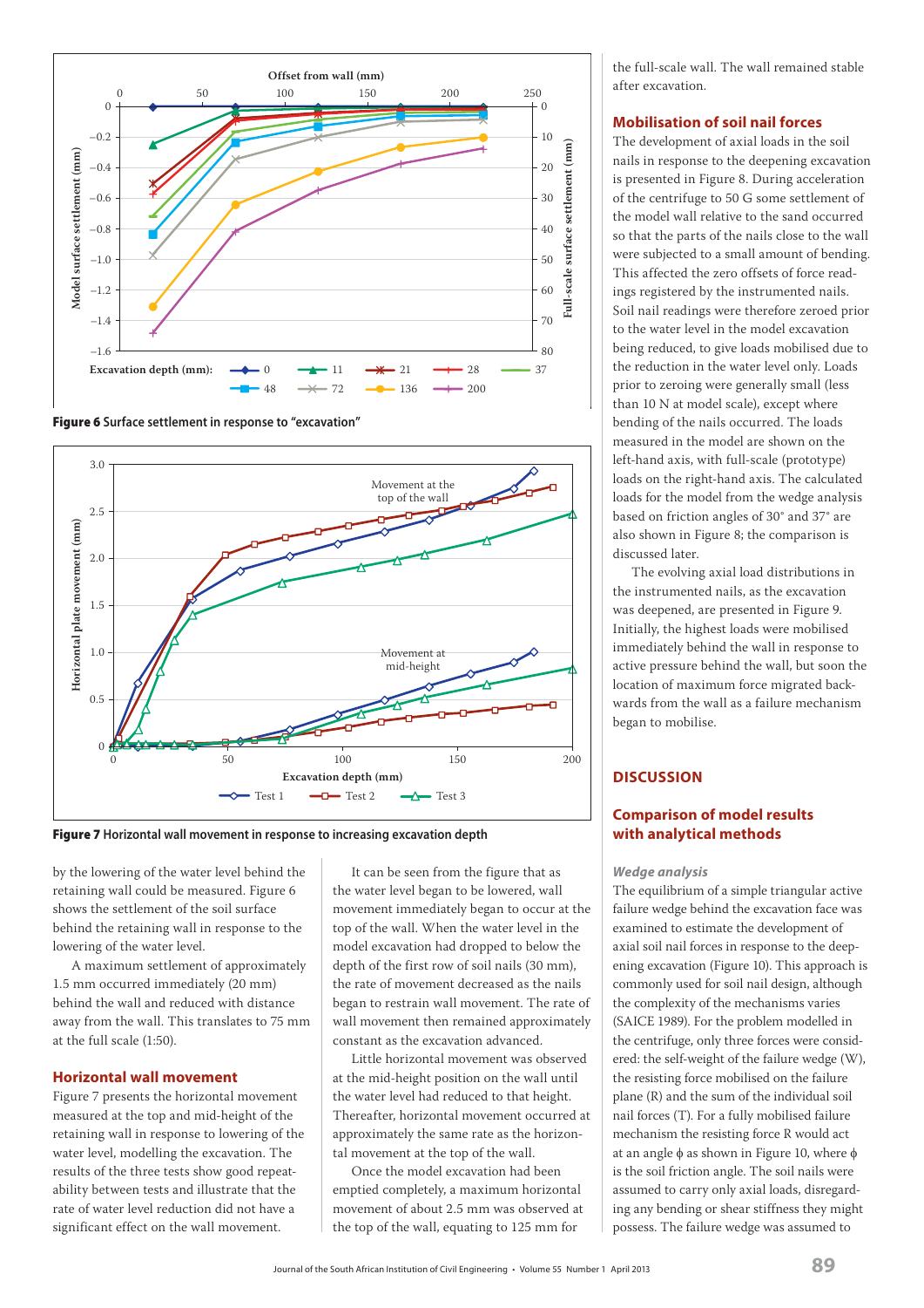**Figure 6** Surface settlement in response to "excavation"

**Figure 7** Horizontal wall movement in response to increasing excavation depth

by the lowering of the water level behind the retaining wall could be measured. Figure 6 shows the settlement of the soil surface behind the retaining wall in response to the lowering of the water level.

A maximum settlement of approximately 1.5 mm occurred immediately (20 mm) behind the wall and reduced with distance away from the wall. This translates to 75 mm at the full scale (1:50).

## Horizontal wall movement

Figure 7 presents the horizontal movement measured at the top and mid-height of the retaining wall in response to lowering of the water level, modelling the excavation. The results of the three tests show good repeatability between tests and illustrate that the rate of water level reduction did not have a significant effect on the wall movement.

It can be seen from the figure that as the water level began to be lowered, wall movement immediately began to occur at the top of the wall. When the water level in the model excavation had dropped to below the depth of the first row of soil nails (30 mm), the rate of movement decreased as the nails began to restrain wall movement. The rate of wall movement then remained approximately constant as the excavation advanced.

Little horizontal movement was observed at the mid-height position on the wall until the water level had reduced to that height. Thereafter, horizontal movement occurred at approximately the same rate as the horizontal movement at the top of the wall.

Once the model excavation had been emptied completely, a maximum horizontal movement of about 2.5 mm was observed at the top of the wall, equating to 125 mm for the full-scale wall. The wall remained stable after excavation.

## Mobilisation of soil nail forces

The development of axial loads in the soil nails in response to the deepening excavation is presented in Figure 8. During acceleration of the centrifuge to 50 G some settlement of the model wall relative to the sand occurred so that the parts of the nails close to the wall were subjected to a small amount of bending. This affected the zero offsets of force readings registered by the instrumented nails. Soil nail readings were therefore zeroed prior to the water level in the model excavation being reduced, to give loads mobilised due to the reduction in the water level only. Loads prior to zeroing were generally small (less than 10 N at model scale), except where bending of the nails occurred. The loads measured in the model are shown on the left-hand axis, with full-scale (prototype) loads on the right-hand axis. The calculated loads for the model from the wedge analysis based on friction angles of 30° and 37° are also shown in Figure 8; the comparison is discussed later.

The evolving axial load distributions in the instrumented nails, as the excavation was deepened, are presented in Figure 9. Initially, the highest loads were mobilised immediately behind the wall in response to active pressure behind the wall, but soon the location of maximum force migrated backwards from the wall as a failure mechanism began to mobilise.

# DISCUSSION

## Comparison of model results with analytical methods

### *Wedge analysis*

The equilibrium of a simple triangular active failure wedge behind the excavation face was examined to estimate the development of axial soil nail forces in response to the deepening excavation (Figure 10). This approach is commonly used for soil nail design, although the complexity of the mechanisms varies (SAICE 1989). For the problem modelled in the centrifuge, only three forces were considered: the self-weight of the failure wedge (W), the resisting force mobilised on the failure plane (R) and the sum of the individual soil nail forces (T). For a fully mobilised failure mechanism the resisting force R would act at an angle $\phi$ as shown in Figure 10, where $\phi$ is the soil friction angle. The soil nails were assumed to carry only axial loads, disregarding any bending or shear stiffness they might possess. The failure wedge was assumed to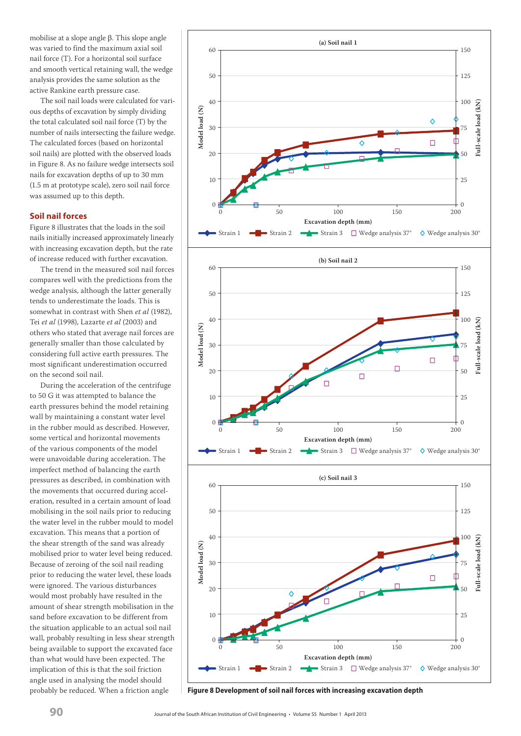mobilise at a slope angle β. This slope angle was varied to find the maximum axial soil nail force (T). For a horizontal soil surface and smooth vertical retaining wall, the wedge analysis provides the same solution as the active Rankine earth pressure case.

The soil nail loads were calculated for various depths of excavation by simply dividing the total calculated soil nail force (T) by the number of nails intersecting the failure wedge. The calculated forces (based on horizontal soil nails) are plotted with the observed loads in Figure 8. As no failure wedge intersects soil nails for excavation depths of up to 30 mm (1.5 m at prototype scale), zero soil nail force was assumed up to this depth.

## Soil nail forces

Figure 8 illustrates that the loads in the soil nails initially increased approximately linearly with increasing excavation depth, but the rate of increase reduced with further excavation.

The trend in the measured soil nail forces compares well with the predictions from the wedge analysis, although the latter generally tends to underestimate the loads. This is somewhat in contrast with Shen *et al* (1982), Tei *et al* (1998), Lazarte *et al* (2003) and others who stated that average nail forces are generally smaller than those calculated by considering full active earth pressures. The most significant underestimation occurred on the second soil nail.

During the acceleration of the centrifuge to 50 G it was attempted to balance the earth pressures behind the model retaining wall by maintaining a constant water level in the rubber mould as described. However, some vertical and horizontal movements of the various components of the model were unavoidable during acceleration. The imperfect method of balancing the earth pressures as described, in combination with the movements that occurred during acceleration, resulted in a certain amount of load mobilising in the soil nails prior to reducing the water level in the rubber mould to model excavation. This means that a portion of the shear strength of the sand was already mobilised prior to water level being reduced. Because of zeroing of the soil nail reading prior to reducing the water level, these loads were ignored. The various disturbances would most probably have resulted in the amount of shear strength mobilisation in the sand before excavation to be different from the situation applicable to an actual soil nail wall, probably resulting in less shear strength being available to support the excavated face than what would have been expected. The implication of this is that the soil friction angle used in analysing the model should probably be reduced. When a friction angle

**Figure 8 Development of soil nail forces with increasing excavation depth**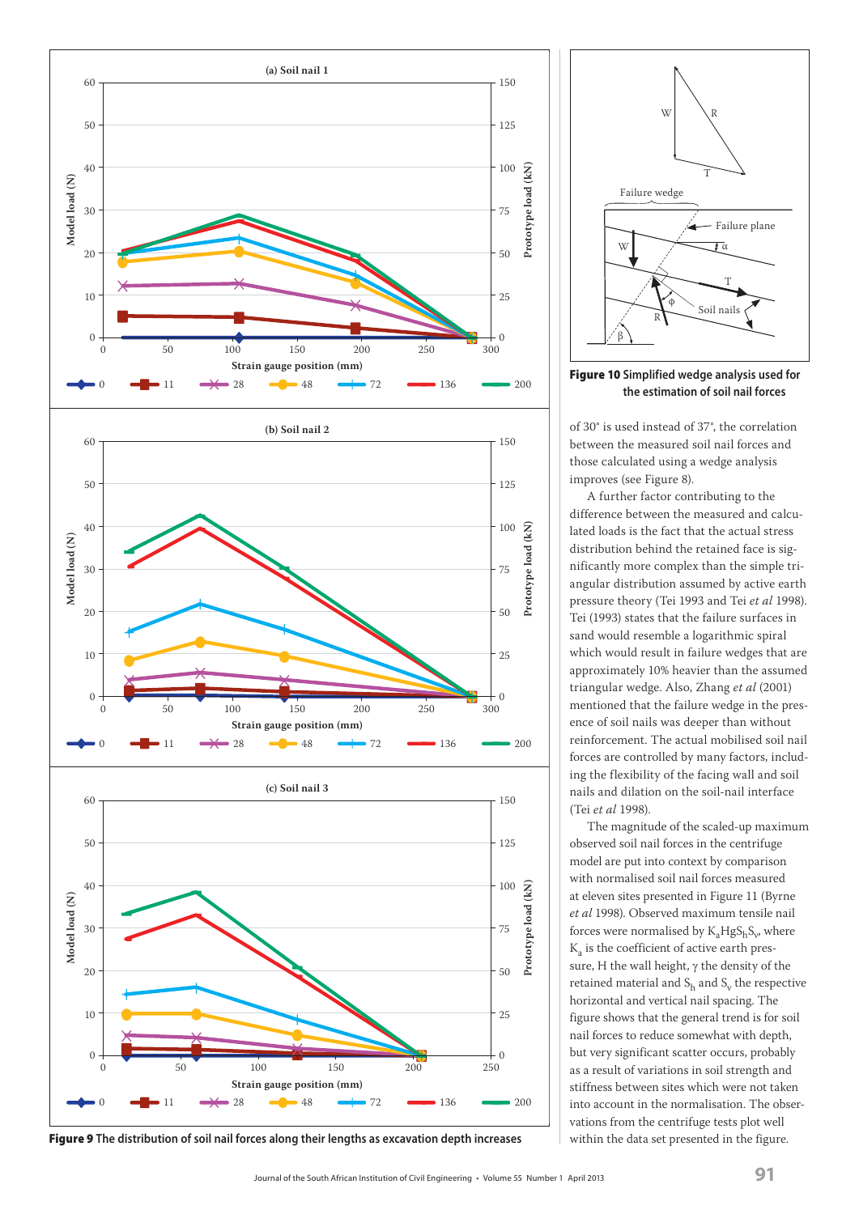**Figure 9** The distribution of soil nail forces along their lengths as excavation depth increases

**Figure 10** Simplified wedge analysis used for the estimation of soil nail forces

of 30° is used instead of 37°, the correlation between the measured soil nail forces and those calculated using a wedge analysis improves (see Figure 8).

A further factor contributing to the difference between the measured and calculated loads is the fact that the actual stress distribution behind the retained face is significantly more complex than the simple triangular distribution assumed by active earth pressure theory (Tei 1993 and Tei *et al* 1998). Tei (1993) states that the failure surfaces in sand would resemble a logarithmic spiral which would result in failure wedges that are approximately 10% heavier than the assumed triangular wedge. Also, Zhang *et al* (2001) mentioned that the failure wedge in the presence of soil nails was deeper than without reinforcement. The actual mobilised soil nail forces are controlled by many factors, including the flexibility of the facing wall and soil nails and dilation on the soil-nail interface (Tei *et al* 1998).

The magnitude of the scaled-up maximum observed soil nail forces in the centrifuge model are put into context by comparison with normalised soil nail forces measured at eleven sites presented in Figure 11 (Byrne *et al* 1998). Observed maximum tensile nail forces were normalised by $K_a H \gamma S_h S_v$, where $K_a$ is the coefficient of active earth pressure, H the wall height, $\gamma$ the density of the retained material and $S_h$ and $S_v$ the respective horizontal and vertical nail spacing. The figure shows that the general trend is for soil nail forces to reduce somewhat with depth, but very significant scatter occurs, probably as a result of variations in soil strength and stiffness between sites which were not taken into account in the normalisation. The observations from the centrifuge tests plot well within the data set presented in the figure.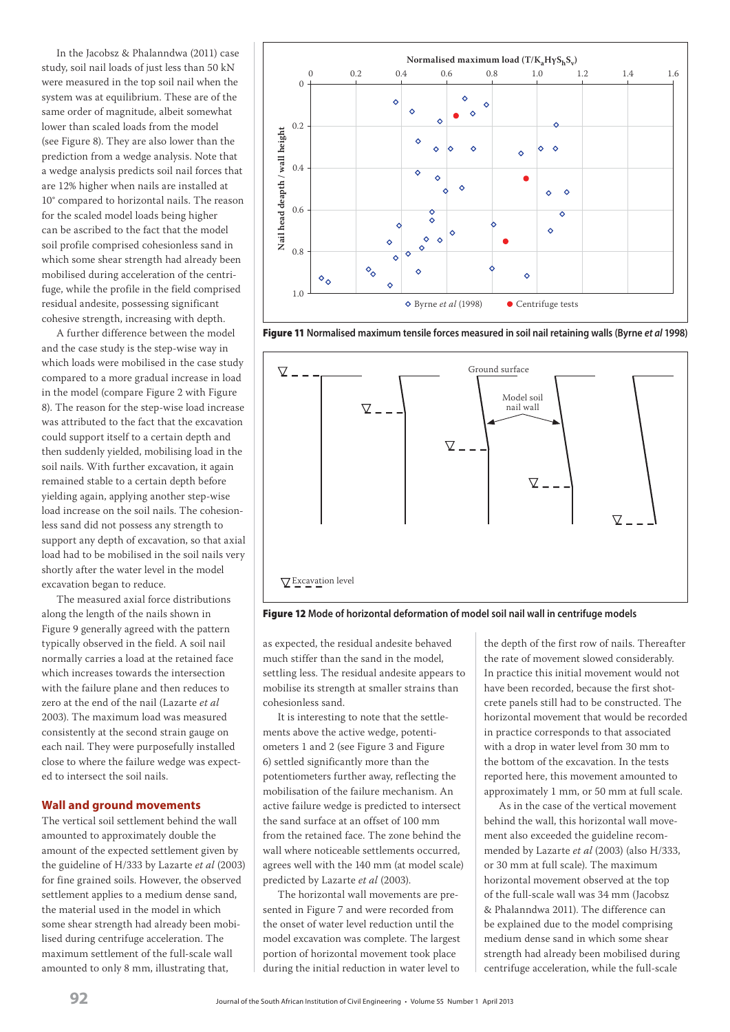In the Jacobsz & Phalanndwa (2011) case study, soil nail loads of just less than 50 kN were measured in the top soil nail when the system was at equilibrium. These are of the same order of magnitude, albeit somewhat lower than scaled loads from the model (see Figure 8). They are also lower than the prediction from a wedge analysis. Note that a wedge analysis predicts soil nail forces that are 12% higher when nails are installed at 10° compared to horizontal nails. The reason for the scaled model loads being higher can be ascribed to the fact that the model soil profile comprised cohesionless sand in which some shear strength had already been mobilised during acceleration of the centrifuge, while the profile in the field comprised residual andesite, possessing significant cohesive strength, increasing with depth.

A further difference between the model and the case study is the step-wise way in which loads were mobilised in the case study compared to a more gradual increase in load in the model (compare Figure 2 with Figure 8). The reason for the step-wise load increase was attributed to the fact that the excavation could support itself to a certain depth and then suddenly yielded, mobilising load in the soil nails. With further excavation, it again remained stable to a certain depth before yielding again, applying another step-wise load increase on the soil nails. The cohesionless sand did not possess any strength to support any depth of excavation, so that axial load had to be mobilised in the soil nails very shortly after the water level in the model excavation began to reduce.

The measured axial force distributions along the length of the nails shown in Figure 9 generally agreed with the pattern typically observed in the field. A soil nail normally carries a load at the retained face which increases towards the intersection with the failure plane and then reduces to zero at the end of the nail (Lazarte *et al* 2003). The maximum load was measured consistently at the second strain gauge on each nail. They were purposefully installed close to where the failure wedge was expected to intersect the soil nails.

Figure 11 Normalised maximum tensile forces measured in soil nail retaining walls (Byrne *et al* 1998)

Figure 12 Mode of horizontal deformation of model soil nail wall in centrifuge models

## Wall and ground movements

The vertical soil settlement behind the wall amounted to approximately double the amount of the expected settlement given by the guideline of H/333 by Lazarte *et al* (2003) for fine grained soils. However, the observed settlement applies to a medium dense sand, the material used in the model in which some shear strength had already been mobilised during centrifuge acceleration. The maximum settlement of the full-scale wall amounted to only 8 mm, illustrating that, as expected, the residual andesite behaved much stiffer than the sand in the model, settling less. The residual andesite appears to mobilise its strength at smaller strains than cohesionless sand.

It is interesting to note that the settlements above the active wedge, potentiometers 1 and 2 (see Figure 3 and Figure 6) settled significantly more than the potentiometers further away, reflecting the mobilisation of the failure mechanism. An active failure wedge is predicted to intersect the sand surface at an offset of 100 mm from the retained face. The zone behind the wall where noticeable settlements occurred, agrees well with the 140 mm (at model scale) predicted by Lazarte *et al* (2003).

The horizontal wall movements are presented in Figure 7 and were recorded from the onset of water level reduction until the model excavation was complete. The largest portion of horizontal movement took place during the initial reduction in water level to the depth of the first row of nails. Thereafter the rate of movement slowed considerably. In practice this initial movement would not have been recorded, because the first shotcrete panels still had to be constructed. The horizontal movement that would be recorded in practice corresponds to that associated with a drop in water level from 30 mm to the bottom of the excavation. In the tests reported here, this movement amounted to approximately 1 mm, or 50 mm at full scale.

As in the case of the vertical movement behind the wall, this horizontal wall movement also exceeded the guideline recommended by Lazarte *et al* (2003) (also H/333, or 30 mm at full scale). The maximum horizontal movement observed at the top of the full-scale wall was 34 mm (Jacobsz & Phalanndwa 2011). The difference can be explained due to the model comprising medium dense sand in which some shear strength had already been mobilised during centrifuge acceleration, while the full-scale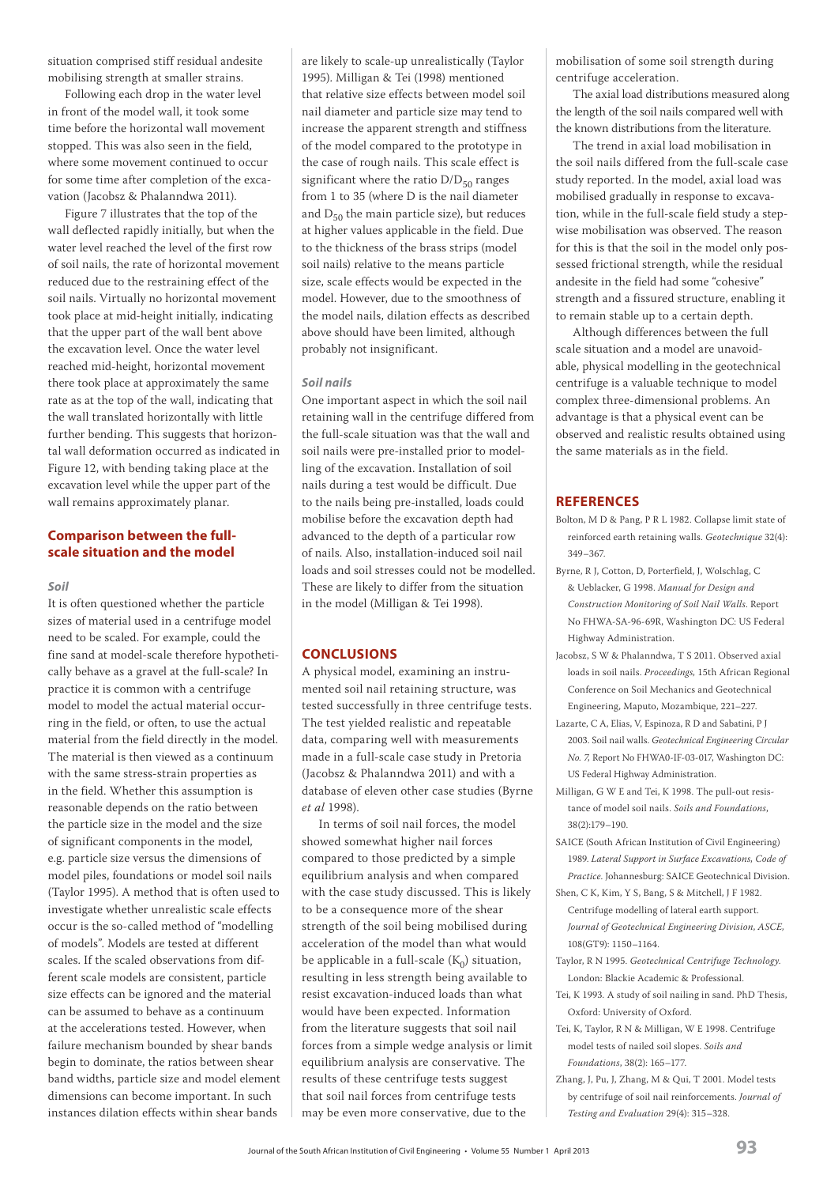situation comprised stiff residual andesite mobilising strength at smaller strains.

Following each drop in the water level in front of the model wall, it took some time before the horizontal wall movement stopped. This was also seen in the field, where some movement continued to occur for some time after completion of the excavation (Jacobsz & Phalanndwa 2011).

Figure 7 illustrates that the top of the wall deflected rapidly initially, but when the water level reached the level of the first row of soil nails, the rate of horizontal movement reduced due to the restraining effect of the soil nails. Virtually no horizontal movement took place at mid-height initially, indicating that the upper part of the wall bent above the excavation level. Once the water level reached mid-height, horizontal movement there took place at approximately the same rate as at the top of the wall, indicating that the wall translated horizontally with little further bending. This suggests that horizontal wall deformation occurred as indicated in Figure 12, with bending taking place at the excavation level while the upper part of the wall remains approximately planar.

## Comparison between the full-scale situation and the model

### Soil

It is often questioned whether the particle sizes of material used in a centrifuge model need to be scaled. For example, could the fine sand at model-scale therefore hypothetically behave as a gravel at the full-scale? In practice it is common with a centrifuge model to model the actual material occurring in the field, or often, to use the actual material from the field directly in the model. The material is then viewed as a continuum with the same stress-strain properties as in the field. Whether this assumption is reasonable depends on the ratio between the particle size in the model and the size of significant components in the model, e.g. particle size versus the dimensions of model piles, foundations or model soil nails (Taylor 1995). A method that is often used to investigate whether unrealistic scale effects occur is the so-called method of "modelling of models". Models are tested at different scales. If the scaled observations from different scale models are consistent, particle size effects can be ignored and the material can be assumed to behave as a continuum at the accelerations tested. However, when failure mechanism bounded by shear bands begin to dominate, the ratios between shear band widths, particle size and model element dimensions can become important. In such instances dilation effects within shear bands are likely to scale-up unrealistically (Taylor 1995). Milligan & Tei (1998) mentioned that relative size effects between model soil nail diameter and particle size may tend to increase the apparent strength and stiffness of the model compared to the prototype in the case of rough nails. This scale effect is significant where the ratio $D/D_{50}$ ranges from 1 to 35 (where D is the nail diameter and $D_{50}$ the main particle size), but reduces at higher values applicable in the field. Due to the thickness of the brass strips (model soil nails) relative to the means particle size, scale effects would be expected in the model. However, due to the smoothness of the model nails, dilation effects as described above should have been limited, although probably not insignificant.

### Soil nails

One important aspect in which the soil nail retaining wall in the centrifuge differed from the full-scale situation was that the wall and soil nails were pre-installed prior to modelling of the excavation. Installation of soil nails during a test would be difficult. Due to the nails being pre-installed, loads could mobilise before the excavation depth had advanced to the depth of a particular row of nails. Also, installation-induced soil nail loads and soil stresses could not be modelled. These are likely to differ from the situation in the model (Milligan & Tei 1998).

## CONCLUSIONS

A physical model, examining an instrumented soil nail retaining structure, was tested successfully in three centrifuge tests. The test yielded realistic and repeatable data, comparing well with measurements made in a full-scale case study in Pretoria (Jacobsz & Phalanndwa 2011) and with a database of eleven other case studies (Byrne *et al* 1998).

In terms of soil nail forces, the model showed somewhat higher nail forces compared to those predicted by a simple equilibrium analysis and when compared with the case study discussed. This is likely to be a consequence more of the shear strength of the soil being mobilised during acceleration of the model than what would be applicable in a full-scale ($K_0$) situation, resulting in less strength being available to resist excavation-induced loads than what would have been expected. Information from the literature suggests that soil nail forces from a simple wedge analysis or limit equilibrium analysis are conservative. The results of these centrifuge tests suggest that soil nail forces from centrifuge tests may be even more conservative, due to the mobilisation of some soil strength during centrifuge acceleration.

The axial load distributions measured along the length of the soil nails compared well with the known distributions from the literature.

The trend in axial load mobilisation in the soil nails differed from the full-scale case study reported. In the model, axial load was mobilised gradually in response to excavation, while in the full-scale field study a stepwise mobilisation was observed. The reason for this is that the soil in the model only possessed frictional strength, while the residual andesite in the field had some "cohesive" strength and a fissured structure, enabling it to remain stable up to a certain depth.

Although differences between the full scale situation and a model are unavoidable, physical modelling in the geotechnical centrifuge is a valuable technique to model complex three-dimensional problems. An advantage is that a physical event can be observed and realistic results obtained using the same materials as in the field.

## REFERENCES

Bolton, M D & Pang, P R L 1982. Collapse limit state of reinforced earth retaining walls. *Geotechnique* 32(4): 349–367.

Byrne, R J, Cotton, D, Porterfield, J, Wolschlag, C & Ueblacker, G 1998. *Manual for Design and Construction Monitoring of Soil Nail Walls*. Report No FHWA-SA-96-69R, Washington DC: US Federal Highway Administration.

Jacobsz, S W & Phalanndwa, T S 2011. Observed axial loads in soil nails. *Proceedings*, 15th African Regional Conference on Soil Mechanics and Geotechnical Engineering, Maputo, Mozambique, 221–227.

Lazarte, C A, Elias, V, Espinoza, R D and Sabatini, P J 2003. Soil nail walls. *Geotechnical Engineering Circular No. 7*, Report No FHWA0-IF-03-017, Washington DC: US Federal Highway Administration.

Milligan, G W E and Tei, K 1998. The pull-out resistance of model soil nails. *Soils and Foundations*, 38(2):179–190.

SAICE (South African Institution of Civil Engineering) 1989. *Lateral Support in Surface Excavations, Code of Practice*. Johannesburg: SAICE Geotechnical Division.

Shen, C K, Kim, Y S, Bang, S & Mitchell, J F 1982. Centrifuge modelling of lateral earth support. *Journal of Geotechnical Engineering Division, ASCE*, 108(GT9): 1150–1164.

Taylor, R N 1995. *Geotechnical Centrifuge Technology*. London: Blackie Academic & Professional.

Tei, K 1993. A study of soil nailing in sand. PhD Thesis, Oxford: University of Oxford.

Tei, K, Taylor, R N & Milligan, W E 1998. Centrifuge model tests of nailed soil slopes. *Soils and Foundations*, 38(2): 165–177.

Zhang, J, Pu, J, Zhang, M & Qui, T 2001. Model tests by centrifuge of soil nail reinforcements. *Journal of Testing and Evaluation* 29(4): 315–328.